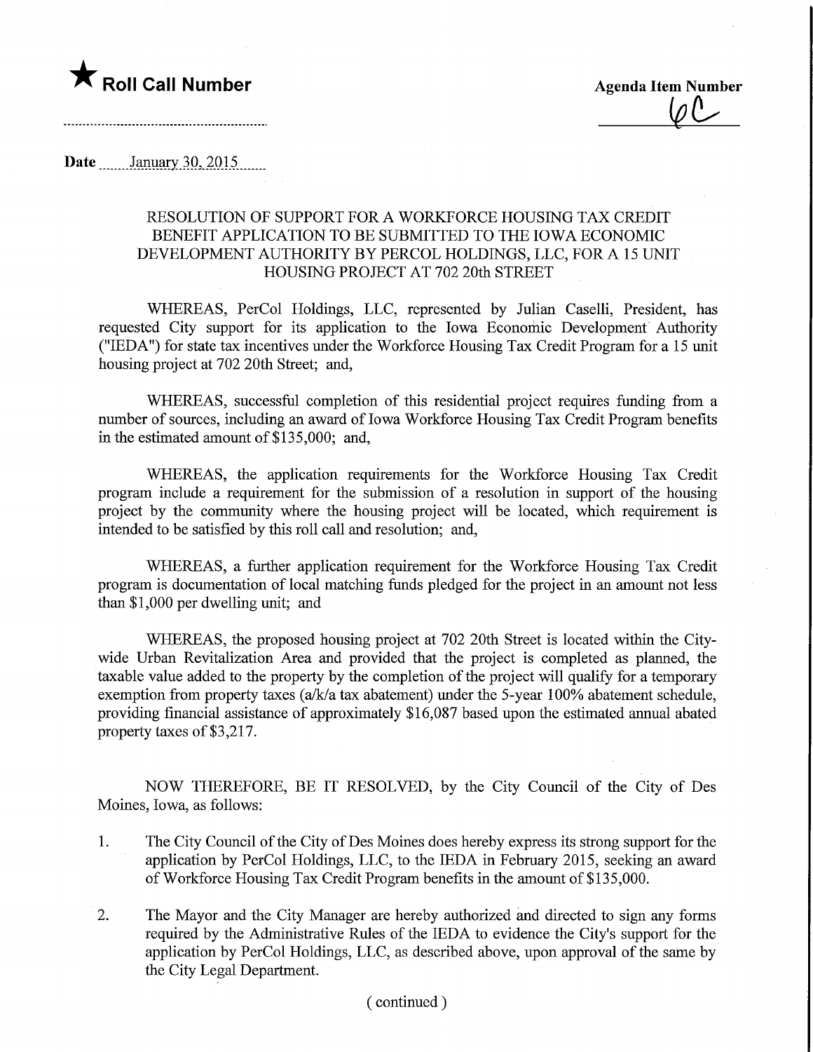★ **Roll Call Number**

**Agenda Item Number**
6C

**Date** January 30, 2015

RESOLUTION OF SUPPORT FOR A WORKFORCE HOUSING TAX CREDIT BENEFIT APPLICATION TO BE SUBMITTED TO THE IOWA ECONOMIC DEVELOPMENT AUTHORITY BY PERCOL HOLDINGS, LLC, FOR A 15 UNIT HOUSING PROJECT AT 702 20th STREET

WHEREAS, PerCol Holdings, LLC, represented by Julian Caselli, President, has requested City support for its application to the Iowa Economic Development Authority ("IEDA") for state tax incentives under the Workforce Housing Tax Credit Program for a 15 unit housing project at 702 20th Street; and,

WHEREAS, successful completion of this residential project requires funding from a number of sources, including an award of Iowa Workforce Housing Tax Credit Program benefits in the estimated amount of $135,000; and,

WHEREAS, the application requirements for the Workforce Housing Tax Credit program include a requirement for the submission of a resolution in support of the housing project by the community where the housing project will be located, which requirement is intended to be satisfied by this roll call and resolution; and,

WHEREAS, a further application requirement for the Workforce Housing Tax Credit program is documentation of local matching funds pledged for the project in an amount not less than $1,000 per dwelling unit; and

WHEREAS, the proposed housing project at 702 20th Street is located within the City-wide Urban Revitalization Area and provided that the project is completed as planned, the taxable value added to the property by the completion of the project will qualify for a temporary exemption from property taxes (a/k/a tax abatement) under the 5-year 100% abatement schedule, providing financial assistance of approximately $16,087 based upon the estimated annual abated property taxes of $3,217.

NOW THEREFORE, BE IT RESOLVED, by the City Council of the City of Des Moines, Iowa, as follows:

1. The City Council of the City of Des Moines does hereby express its strong support for the application by PerCol Holdings, LLC, to the IEDA in February 2015, seeking an award of Workforce Housing Tax Credit Program benefits in the amount of $135,000.

2. The Mayor and the City Manager are hereby authorized and directed to sign any forms required by the Administrative Rules of the IEDA to evidence the City's support for the application by PerCol Holdings, LLC, as described above, upon approval of the same by the City Legal Department.

( continued )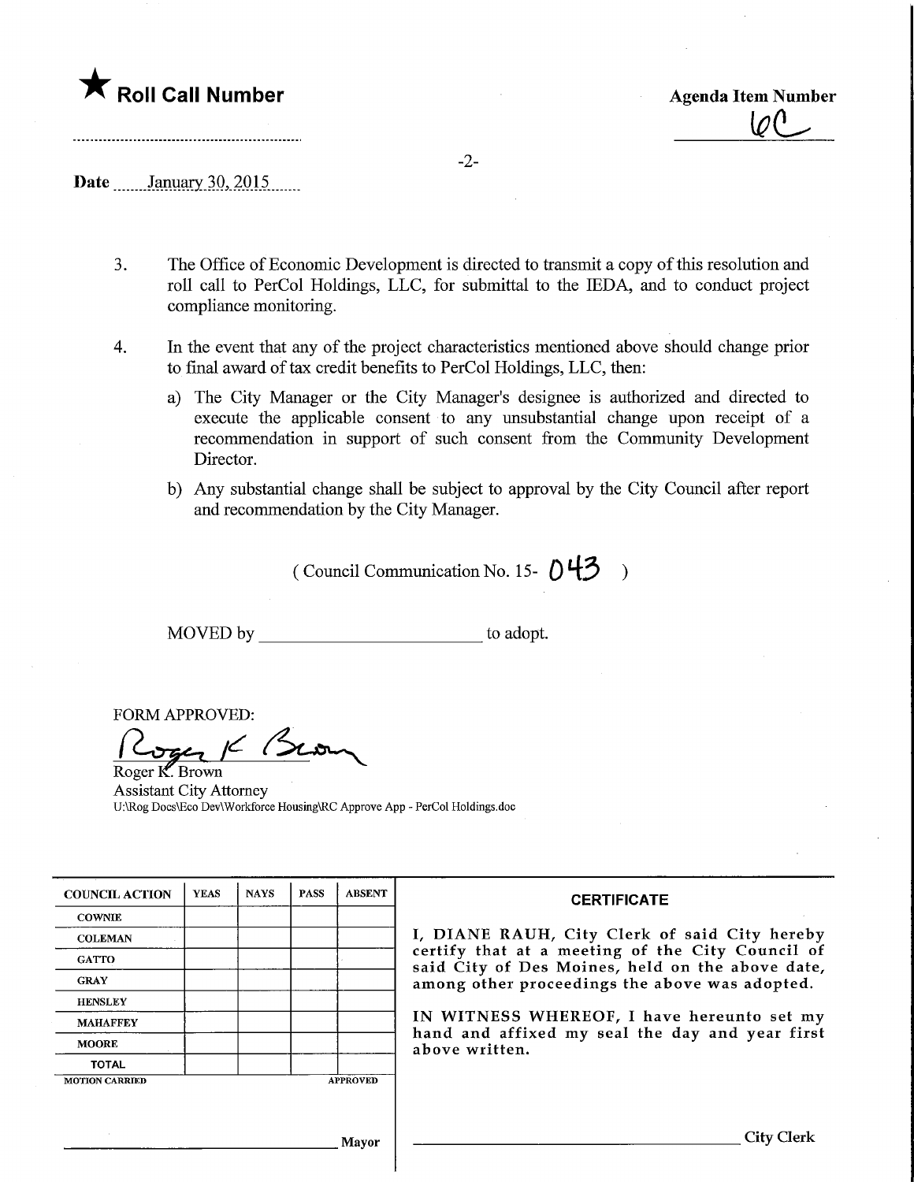★ **Roll Call Number**

**Agenda Item Number**

6C

**Date** January 30, 2015

3. The Office of Economic Development is directed to transmit a copy of this resolution and roll call to PerCol Holdings, LLC, for submittal to the IEDA, and to conduct project compliance monitoring.

4. In the event that any of the project characteristics mentioned above should change prior to final award of tax credit benefits to PerCol Holdings, LLC, then:

   a) The City Manager or the City Manager's designee is authorized and directed to execute the applicable consent to any unsubstantial change upon receipt of a recommendation in support of such consent from the Community Development Director.

   b) Any substantial change shall be subject to approval by the City Council after report and recommendation by the City Manager.

( Council Communication No. 15- 043 )

MOVED by ________________________ to adopt.

FORM APPROVED:

Roger K. Brown
Assistant City Attorney
U:\Rog Docs\Eco Dev\Workforce Housing\RC Approve App - PerCol Holdings.doc

| COUNCIL ACTION | YEAS | NAYS | PASS | ABSENT |
|---|---|---|---|---|
| COWNIE | | | | |
| COLEMAN | | | | |
| GATTO | | | | |
| GRAY | | | | |
| HENSLEY | | | | |
| MAHAFFEY | | | | |
| MOORE | | | | |
| TOTAL | | | | |
| MOTION CARRIED | | | | APPROVED |

________________________ Mayor

**CERTIFICATE**

I, DIANE RAUH, City Clerk of said City hereby certify that at a meeting of the City Council of said City of Des Moines, held on the above date, among other proceedings the above was adopted.

IN WITNESS WHEREOF, I have hereunto set my hand and affixed my seal the day and year first above written.

________________________ City Clerk